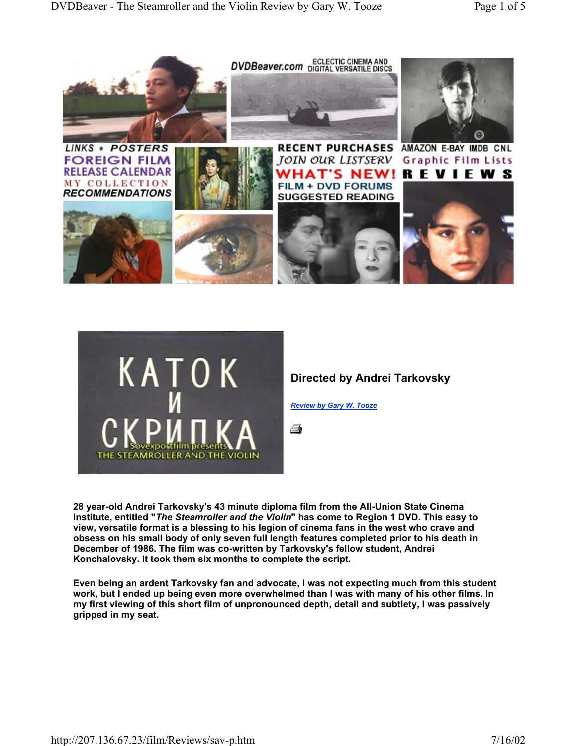LINKS * POSTERS
FOREIGN FILM
RELEASE CALENDAR
MY COLLECTION
RECOMMENDATIONS

RECENT PURCHASES
JOIN OUR LISTSERV
WHAT'S NEW!
FILM + DVD FORUMS
SUGGESTED READING

AMAZON E-BAY IMDB CNL
Graphic Film Lists
REVIEWS

КАТОК И СКРИПКА

Sovexportfilm presents
THE STEAMROLLER AND THE VIOLIN

## Directed by Andrei Tarkovsky

*Review by Gary W. Tooze*

**28 year-old Andrei Tarkovsky's 43 minute diploma film from the All-Union State Cinema Institute, entitled "*The Steamroller and the Violin*" has come to Region 1 DVD. This easy to view, versatile format is a blessing to his legion of cinema fans in the west who crave and obsess on his small body of only seven full length features completed prior to his death in December of 1986. The film was co-written by Tarkovsky's fellow student, Andrei Konchalovsky. It took them six months to complete the script.**

**Even being an ardent Tarkovsky fan and advocate, I was not expecting much from this student work, but I ended up being even more overwhelmed than I was with many of his other films. In my first viewing of this short film of unpronounced depth, detail and subtlety, I was passively gripped in my seat.**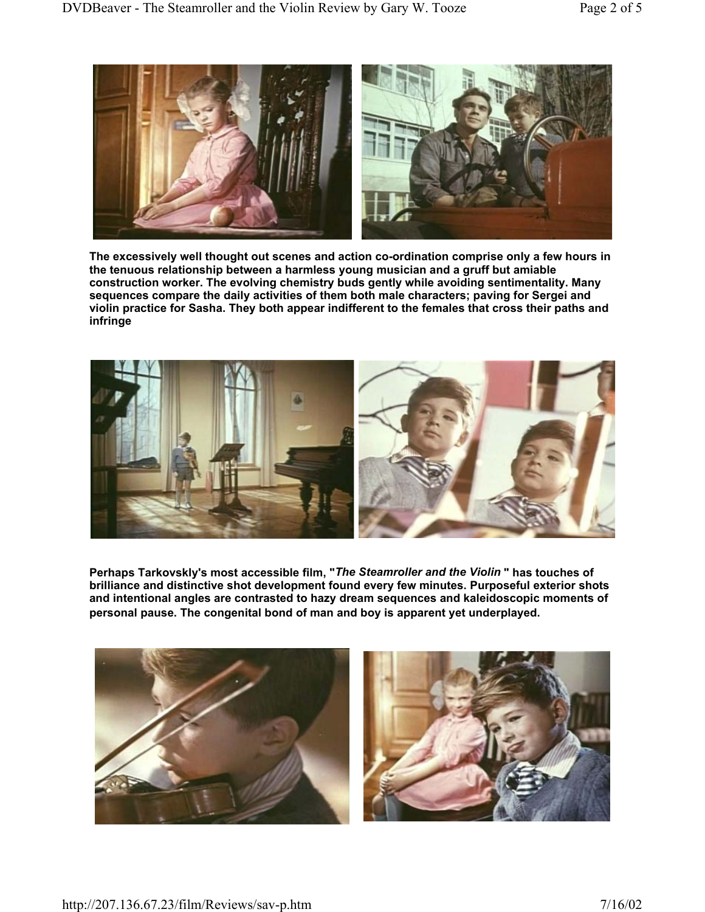**The excessively well thought out scenes and action co-ordination comprise only a few hours in the tenuous relationship between a harmless young musician and a gruff but amiable construction worker. The evolving chemistry buds gently while avoiding sentimentality. Many sequences compare the daily activities of them both male characters; paving for Sergei and violin practice for Sasha. They both appear indifferent to the females that cross their paths and infringe**

**Perhaps Tarkovskly's most accessible film, "*The Steamroller and the Violin* " has touches of brilliance and distinctive shot development found every few minutes. Purposeful exterior shots and intentional angles are contrasted to hazy dream sequences and kaleidoscopic moments of personal pause. The congenital bond of man and boy is apparent yet underplayed.**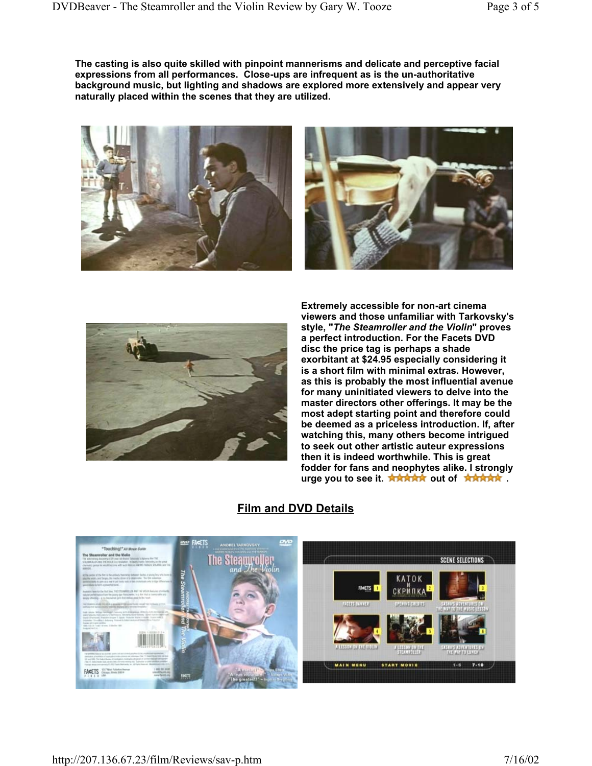**The casting is also quite skilled with pinpoint mannerisms and delicate and perceptive facial expressions from all performances. Close-ups are infrequent as is the un-authoritative background music, but lighting and shadows are explored more extensively and appear very naturally placed within the scenes that they are utilized.**

**Extremely accessible for non-art cinema viewers and those unfamiliar with Tarkovsky's style, "*The Steamroller and the Violin*" proves a perfect introduction. For the Facets DVD disc the price tag is perhaps a shade exorbitant at $24.95 especially considering it is a short film with minimal extras. However, as this is probably the most influential avenue for many uninitiated viewers to delve into the master directors other offerings. It may be the most adept starting point and therefore could be deemed as a priceless introduction. If, after watching this, many others become intrigued to seek out other artistic auteur expressions then it is indeed worthwhile. This is great fodder for fans and neophytes alike. I strongly urge you to see it. ★★★★★ out of ★★★★★ .**

## Film and DVD Details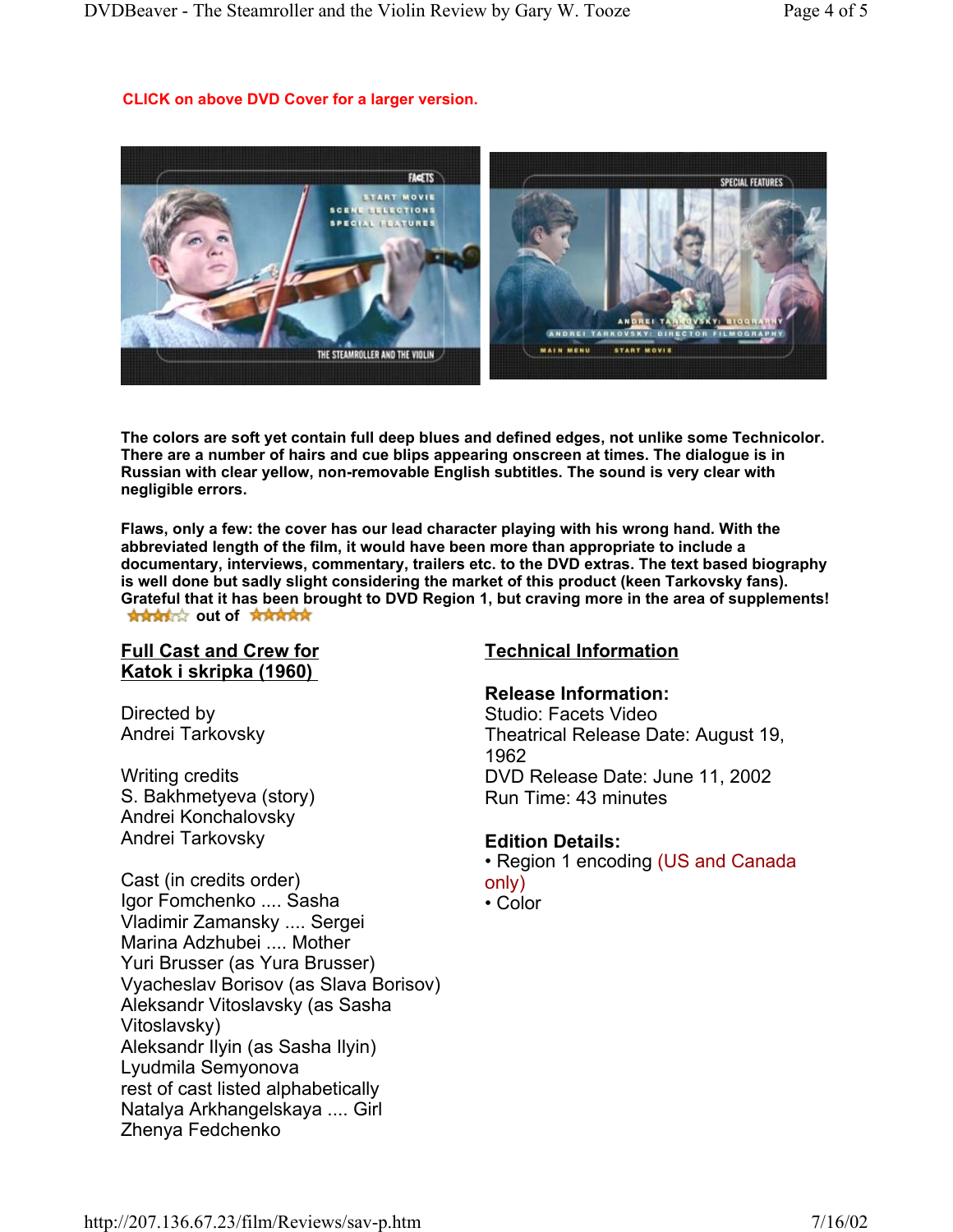**CLICK on above DVD Cover for a larger version.**

**The colors are soft yet contain full deep blues and defined edges, not unlike some Technicolor. There are a number of hairs and cue blips appearing onscreen at times. The dialogue is in Russian with clear yellow, non-removable English subtitles. The sound is very clear with negligible errors.**

**Flaws, only a few: the cover has our lead character playing with his wrong hand. With the abbreviated length of the film, it would have been more than appropriate to include a documentary, interviews, commentary, trailers etc. to the DVD extras. The text based biography is well done but sadly slight considering the market of this product (keen Tarkovsky fans). Grateful that it has been brought to DVD Region 1, but craving more in the area of supplements!**
★★★½☆ **out of** ★★★★★

## Full Cast and Crew for Katok i skripka (1960)

Directed by
Andrei Tarkovsky

Writing credits
S. Bakhmetyeva (story)
Andrei Konchalovsky
Andrei Tarkovsky

Cast (in credits order)
Igor Fomchenko .... Sasha
Vladimir Zamansky .... Sergei
Marina Adzhubei .... Mother
Yuri Brusser (as Yura Brusser)
Vyacheslav Borisov (as Slava Borisov)
Aleksandr Vitoslavsky (as Sasha Vitoslavsky)
Aleksandr Ilyin (as Sasha Ilyin)
Lyudmila Semyonova
rest of cast listed alphabetically
Natalya Arkhangelskaya .... Girl
Zhenya Fedchenko

## Technical Information

**Release Information:**
Studio: Facets Video
Theatrical Release Date: August 19, 1962
DVD Release Date: June 11, 2002
Run Time: 43 minutes

**Edition Details:**
- Region 1 encoding (US and Canada only)
- Color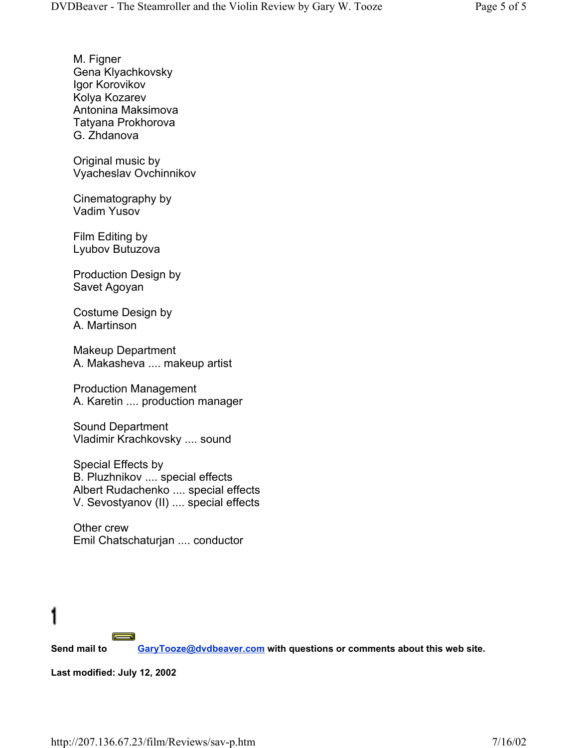M. Figner
Gena Klyachkovsky
Igor Korovikov
Kolya Kozarev
Antonina Maksimova
Tatyana Prokhorova
G. Zhdanova

Original music by
Vyacheslav Ovchinnikov

Cinematography by
Vadim Yusov

Film Editing by
Lyubov Butuzova

Production Design by
Savet Agoyan

Costume Design by
A. Martinson

Makeup Department
A. Makasheva .... makeup artist

Production Management
A. Karetin .... production manager

Sound Department
Vladimir Krachkovsky .... sound

Special Effects by
B. Pluzhnikov .... special effects
Albert Rudachenko .... special effects
V. Sevostyanov (II) .... special effects

Other crew
Emil Chatschaturjan .... conductor

**Send mail to** [GaryTooze@dvdbeaver.com](mailto:GaryTooze@dvdbeaver.com) **with questions or comments about this web site.**

**Last modified: July 12, 2002**